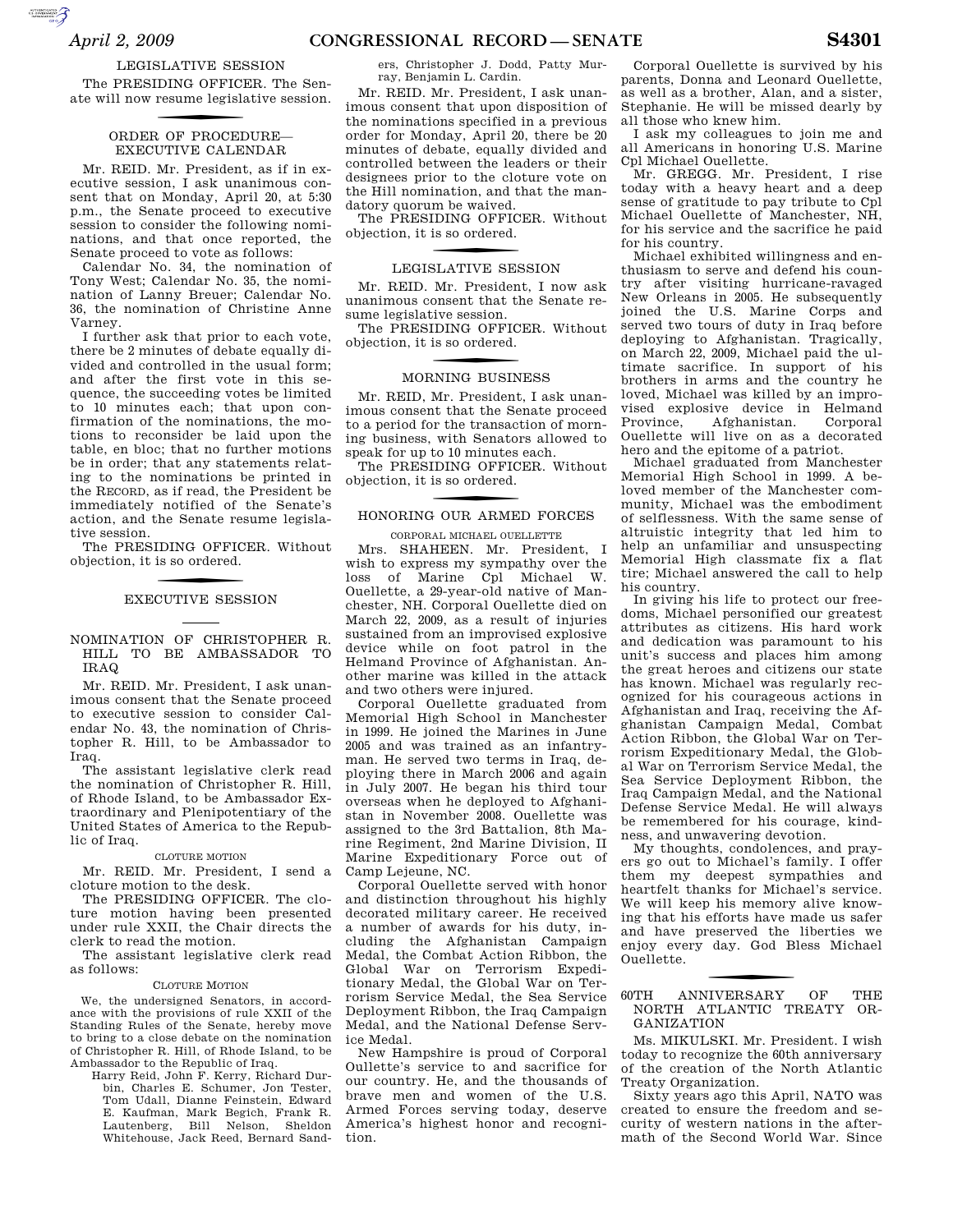## LEGISLATIVE SESSION

The PRESIDING OFFICER. The Senate will now resume legislative session.

## ORDER OF PROCEDURE—EXECUTIVE CALENDAR

Mr. REID. Mr. President, as if in executive session, I ask unanimous consent that on Monday, April 20, at 5:30 p.m., the Senate proceed to executive session to consider the following nominations, and that once reported, the Senate proceed to vote as follows:

Calendar No. 34, the nomination of Tony West; Calendar No. 35, the nomination of Lanny Breuer; Calendar No. 36, the nomination of Christine Anne Varney.

I further ask that prior to each vote, there be 2 minutes of debate equally divided and controlled in the usual form; and after the first vote in this sequence, the succeeding votes be limited to 10 minutes each; that upon confirmation of the nominations, the motions to reconsider be laid upon the table, en bloc; that no further motions be in order; that any statements relating to the nominations be printed in the RECORD, as if read, the President be immediately notified of the Senate's action, and the Senate resume legislative session.

The PRESIDING OFFICER. Without objection, it is so ordered.

## EXECUTIVE SESSION

## NOMINATION OF CHRISTOPHER R. HILL TO BE AMBASSADOR TO IRAQ

Mr. REID. Mr. President, I ask unanimous consent that the Senate proceed to executive session to consider Calendar No. 43, the nomination of Christopher R. Hill, to be Ambassador to Iraq.

The assistant legislative clerk read the nomination of Christopher R. Hill, of Rhode Island, to be Ambassador Extraordinary and Plenipotentiary of the United States of America to the Republic of Iraq.

### CLOTURE MOTION

Mr. REID. Mr. President, I send a cloture motion to the desk.

The PRESIDING OFFICER. The cloture motion having been presented under rule XXII, the Chair directs the clerk to read the motion.

The assistant legislative clerk read as follows:

### CLOTURE MOTION

We, the undersigned Senators, in accordance with the provisions of rule XXII of the Standing Rules of the Senate, hereby move to bring to a close debate on the nomination of Christopher R. Hill, of Rhode Island, to be Ambassador to the Republic of Iraq.

Harry Reid, John F. Kerry, Richard Durbin, Charles E. Schumer, Jon Tester, Tom Udall, Dianne Feinstein, Edward E. Kaufman, Mark Begich, Frank R. Lautenberg, Bill Nelson, Sheldon Whitehouse, Jack Reed, Bernard Sanders, Christopher J. Dodd, Patty Murray, Benjamin L. Cardin.

Mr. REID. Mr. President, I ask unanimous consent that upon disposition of the nominations specified in a previous order for Monday, April 20, there be 20 minutes of debate, equally divided and controlled between the leaders or their designees prior to the cloture vote on the Hill nomination, and that the mandatory quorum be waived.

The PRESIDING OFFICER. Without objection, it is so ordered.

## LEGISLATIVE SESSION

Mr. REID. Mr. President, I now ask unanimous consent that the Senate resume legislative session.

The PRESIDING OFFICER. Without objection, it is so ordered.

## MORNING BUSINESS

Mr. REID, Mr. President, I ask unanimous consent that the Senate proceed to a period for the transaction of morning business, with Senators allowed to speak for up to 10 minutes each.

The PRESIDING OFFICER. Without objection, it is so ordered.

## HONORING OUR ARMED FORCES

### CORPORAL MICHAEL OUELLETTE

Mrs. SHAHEEN. Mr. President, I wish to express my sympathy over the loss of Marine Cpl Michael W. Ouellette, a 29-year-old native of Manchester, NH. Corporal Ouellette died on March 22, 2009, as a result of injuries sustained from an improvised explosive device while on foot patrol in the Helmand Province of Afghanistan. Another marine was killed in the attack and two others were injured.

Corporal Ouellette graduated from Memorial High School in Manchester in 1999. He joined the Marines in June 2005 and was trained as an infantryman. He served two terms in Iraq, deploying there in March 2006 and again in July 2007. He began his third tour overseas when he deployed to Afghanistan in November 2008. Ouellette was assigned to the 3rd Battalion, 8th Marine Regiment, 2nd Marine Division, II Marine Expeditionary Force out of Camp Lejeune, NC.

Corporal Ouellette served with honor and distinction throughout his highly decorated military career. He received a number of awards for his duty, including the Afghanistan Campaign Medal, the Combat Action Ribbon, the Global War on Terrorism Expeditionary Medal, the Global War on Terrorism Service Medal, the Sea Service Deployment Ribbon, the Iraq Campaign Medal, and the National Defense Service Medal.

New Hampshire is proud of Corporal Oullette's service to and sacrifice for our country. He, and the thousands of brave men and women of the U.S. Armed Forces serving today, deserve America's highest honor and recognition.

Corporal Ouellette is survived by his parents, Donna and Leonard Ouellette, as well as a brother, Alan, and a sister, Stephanie. He will be missed dearly by all those who knew him.

I ask my colleagues to join me and all Americans in honoring U.S. Marine Cpl Michael Ouellette.

Mr. GREGG. Mr. President, I rise today with a heavy heart and a deep sense of gratitude to pay tribute to Cpl Michael Ouellette of Manchester, NH, for his service and the sacrifice he paid for his country.

Michael exhibited willingness and enthusiasm to serve and defend his country after visiting hurricane-ravaged New Orleans in 2005. He subsequently joined the U.S. Marine Corps and served two tours of duty in Iraq before deploying to Afghanistan. Tragically, on March 22, 2009, Michael paid the ultimate sacrifice. In support of his brothers in arms and the country he loved, Michael was killed by an improvised explosive device in Helmand Province, Afghanistan. Corporal Ouellette will live on as a decorated hero and the epitome of a patriot.

Michael graduated from Manchester Memorial High School in 1999. A beloved member of the Manchester community, Michael was the embodiment of selflessness. With the same sense of altruistic integrity that led him to help an unfamiliar and unsuspecting Memorial High classmate fix a flat tire; Michael answered the call to help his country.

In giving his life to protect our freedoms, Michael personified our greatest attributes as citizens. His hard work and dedication was paramount to his unit's success and places him among the great heroes and citizens our state has known. Michael was regularly recognized for his courageous actions in Afghanistan and Iraq, receiving the Afghanistan Campaign Medal, Combat Action Ribbon, the Global War on Terrorism Expeditionary Medal, the Global War on Terrorism Service Medal, the Sea Service Deployment Ribbon, the Iraq Campaign Medal, and the National Defense Service Medal. He will always be remembered for his courage, kindness, and unwavering devotion.

My thoughts, condolences, and prayers go out to Michael's family. I offer them my deepest sympathies and heartfelt thanks for Michael's service. We will keep his memory alive knowing that his efforts have made us safer and have preserved the liberties we enjoy every day. God Bless Michael Ouellette.

## 60TH ANNIVERSARY OF THE NORTH ATLANTIC TREATY ORGANIZATION

Ms. MIKULSKI. Mr. President. I wish today to recognize the 60th anniversary of the creation of the North Atlantic Treaty Organization.

Sixty years ago this April, NATO was created to ensure the freedom and security of western nations in the aftermath of the Second World War. Since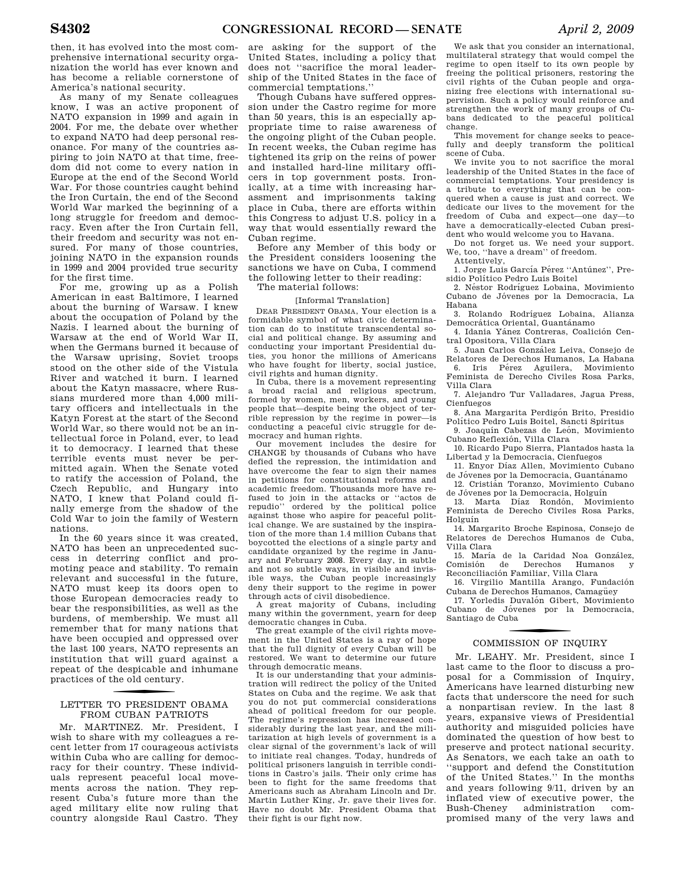then, it has evolved into the most comprehensive international security organization the world has ever known and has become a reliable cornerstone of America's national security.

As many of my Senate colleagues know, I was an active proponent of NATO expansion in 1999 and again in 2004. For me, the debate over whether to expand NATO had deep personal resonance. For many of the countries aspiring to join NATO at that time, freedom did not come to every nation in Europe at the end of the Second World War. For those countries caught behind the Iron Curtain, the end of the Second World War marked the beginning of a long struggle for freedom and democracy. Even after the Iron Curtain fell, their freedom and security was not ensured. For many of those countries, joining NATO in the expansion rounds in 1999 and 2004 provided true security for the first time.

For me, growing up as a Polish American in east Baltimore, I learned about the burning of Warsaw. I knew about the occupation of Poland by the Nazis. I learned about the burning of Warsaw at the end of World War II, when the Germans burned it because of the Warsaw uprising, Soviet troops stood on the other side of the Vistula River and watched it burn. I learned about the Katyn massacre, where Russians murdered more than 4,000 military officers and intellectuals in the Katyn Forest at the start of the Second World War, so there would not be an intellectual force in Poland, ever, to lead it to democracy. I learned that these terrible events must never be permitted again. When the Senate voted to ratify the accession of Poland, the Czech Republic, and Hungary into NATO, I knew that Poland could finally emerge from the shadow of the Cold War to join the family of Western nations.

In the 60 years since it was created, NATO has been an unprecedented success in deterring conflict and promoting peace and stability. To remain relevant and successful in the future, NATO must keep its doors open to those European democracies ready to bear the responsibilities, as well as the burdens, of membership. We must all remember that for many nations that have been occupied and oppressed over the last 100 years, NATO represents an institution that will guard against a repeat of the despicable and inhumane practices of the old century.

## LETTER TO PRESIDENT OBAMA FROM CUBAN PATRIOTS

Mr. MARTINEZ. Mr. President, I wish to share with my colleagues a recent letter from 17 courageous activists within Cuba who are calling for democracy for their country. These individuals represent peaceful local movements across the nation. They represent Cuba's future more than the aged military elite now ruling that country alongside Raul Castro. They are asking for the support of the United States, including a policy that does not "sacrifice the moral leadership of the United States in the face of commercial temptations."

Though Cubans have suffered oppression under the Castro regime for more than 50 years, this is an especially appropriate time to raise awareness of the ongoing plight of the Cuban people. In recent weeks, the Cuban regime has tightened its grip on the reins of power and installed hard-line military officers in top government posts. Ironically, at a time with increasing harassment and imprisonments taking place in Cuba, there are efforts within this Congress to adjust U.S. policy in a way that would essentially reward the Cuban regime.

Before any Member of this body or the President considers loosening the sanctions we have on Cuba, I commend the following letter to their reading:

The material follows:

[Informal Translation]

DEAR PRESIDENT OBAMA, Your election is a formidable symbol of what civic determination can do to institute transcendental social and political change. By assuming and conducting your important Presidential duties, you honor the millions of Americans who have fought for liberty, social justice, civil rights and human dignity.

In Cuba, there is a movement representing a broad racial and religious spectrum, formed by women, men, workers, and young people that—despite being the object of terrible repression by the regime in power—is conducting a peaceful civic struggle for democracy and human rights.

Our movement includes the desire for CHANGE by thousands of Cubans who have defied the repression, the intimidation and have overcome the fear to sign their names in petitions for constitutional reforms and academic freedom. Thousands more have refused to join in the attacks or "actos de repudio" ordered by the political police against those who aspire for peaceful political change. We are sustained by the inspiration of the more than 1.4 million Cubans that boycotted the elections of a single party and candidate organized by the regime in January and February 2008. Every day, in subtle and not so subtle ways, in visible and invisible ways, the Cuban people increasingly deny their support to the regime in power through acts of civil disobedience.

A great majority of Cubans, including many within the government, yearn for deep democratic changes in Cuba.

The great example of the civil rights movement in the United States is a ray of hope that the full dignity of every Cuban will be restored. We want to determine our future through democratic means.

It is our understanding that your administration will redirect the policy of the United States on Cuba and the regime. We ask that you do not put commercial considerations ahead of political freedom for our people. The regime's repression has increased considerably during the last year, and the militarization at high levels of government is a clear signal of the government's lack of will to initiate real changes. Today, hundreds of political prisoners languish in terrible conditions in Castro's jails. Their only crime has been to fight for the same freedoms that Americans such as Abraham Lincoln and Dr. Martin Luther King, Jr. gave their lives for. Have no doubt Mr. President Obama that their fight is our fight now.

We ask that you consider an international, multilateral strategy that would compel the regime to open itself to its own people by freeing the political prisoners, restoring the civil rights of the Cuban people and organizing free elections with international supervision. Such a policy would reinforce and strengthen the work of many groups of Cubans dedicated to the peaceful political change.

This movement for change seeks to peacefully and deeply transform the political scene of Cuba.

We invite you to not sacrifice the moral leadership of the United States in the face of commercial temptations. Your presidency is a tribute to everything that can be conquered when a cause is just and correct. We dedicate our lives to the movement for the freedom of Cuba and expect—one day—to have a democratically-elected Cuban president who would welcome you to Havana.

Do not forget us. We need your support. We, too, "have a dream" of freedom.

Attentively,

1. Jorge Luis García Pérez "Antúnez", Presidio Político Pedro Luis Boitel
2. Néstor Rodríguez Lobaina, Movimiento Cubano de Jóvenes por la Democracia, La Habana
3. Rolando Rodríguez Lobaina, Alianza Democrática Oriental, Guantánamo
4. Idania Yánez Contreras, Coalición Central Opositora, Villa Clara
5. Juan Carlos González Leiva, Consejo de Relatores de Derechos Humanos, La Habana
6. Iris Pérez Aguilera, Movimiento Feminista de Derecho Civiles Rosa Parks, Villa Clara
7. Alejandro Tur Valladares, Jagua Press, Cienfuegos
8. Ana Margarita Perdigón Brito, Presidio Político Pedro Luis Boitel, Sancti Spiritus
9. Joaquín Cabezas de León, Movimiento Cubano Reflexión, Villa Clara
10. Ricardo Pupo Sierra, Plantados hasta la Libertad y la Democracia, Cienfuegos
11. Enyor Díaz Allen, Movimiento Cubano de Jóvenes por la Democracia, Guantánamo
12. Cristián Toranzo, Movimiento Cubano de Jóvenes por la Democracia, Holguín
13. Marta Díaz Rondón, Movimiento Feminista de Derecho Civiles Rosa Parks, Holguín
14. Margarito Broche Espinosa, Consejo de Relatores de Derechos Humanos de Cuba, Villa Clara
15. María de la Caridad Noa González, Comisión de Derechos Humanos y Reconciliación Familiar, Villa Clara
16. Virgilio Mantilla Arango, Fundación Cubana de Derechos Humanos, Camagüey
17. Yorledis Duvalón Gibert, Movimiento Cubano de Jóvenes por la Democracia, Santiago de Cuba

## COMMISSION OF INQUIRY

Mr. LEAHY. Mr. President, since I last came to the floor to discuss a proposal for a Commission of Inquiry, Americans have learned disturbing new facts that underscore the need for such a nonpartisan review. In the last 8 years, expansive views of Presidential authority and misguided policies have dominated the question of how best to preserve and protect national security. As Senators, we each take an oath to "support and defend the Constitution of the United States." In the months and years following 9/11, driven by an inflated view of executive power, the Bush-Cheney administration compromised many of the very laws and